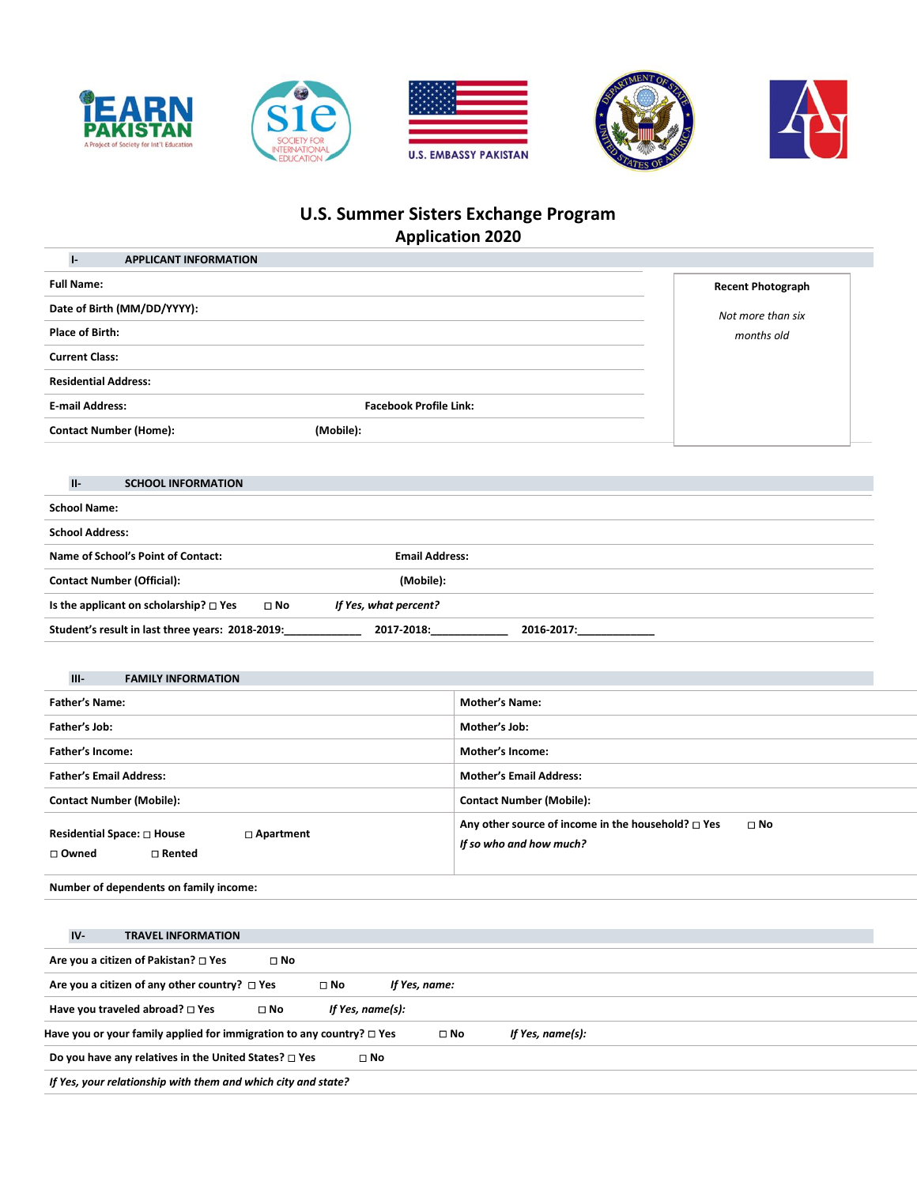IEARN PAKISTAN
A Project of Society for Int'l Education

SIE
SOCIETY FOR INTERNATIONAL EDUCATION

U.S. EMBASSY PAKISTAN

# U.S. Summer Sisters Exchange Program
## Application 2020

### I- APPLICANT INFORMATION

| | |
|---|---|
| **Full Name:** | **Recent Photograph** *Not more than six months old* |
| **Date of Birth (MM/DD/YYYY):** | |
| **Place of Birth:** | |
| **Current Class:** | |
| **Residential Address:** | |
| **E-mail Address:** **Facebook Profile Link:** | |
| **Contact Number (Home):** **(Mobile):** | |

### II- SCHOOL INFORMATION

| | |
|---|---|
| **School Name:** | |
| **School Address:** | |
| **Name of School's Point of Contact:** | **Email Address:** |
| **Contact Number (Official):** | **(Mobile):** |
| **Is the applicant on scholarship?** ☐ **Yes** ☐ **No** | ***If Yes, what percent?*** |
| **Student's result in last three years: 2018-2019:\_\_\_\_\_\_\_\_\_\_\_\_\_ 2017-2018:\_\_\_\_\_\_\_\_\_\_\_\_\_ 2016-2017:\_\_\_\_\_\_\_\_\_\_\_\_\_** | |

### III- FAMILY INFORMATION

| | |
|---|---|
| **Father's Name:** | **Mother's Name:** |
| **Father's Job:** | **Mother's Job:** |
| **Father's Income:** | **Mother's Income:** |
| **Father's Email Address:** | **Mother's Email Address:** |
| **Contact Number (Mobile):** | **Contact Number (Mobile):** |
| **Residential Space:** ☐ **House** ☐ **Apartment** ☐ **Owned** ☐ **Rented** | **Any other source of income in the household?** ☐ **Yes** ☐ **No** ***If so who and how much?*** |
| **Number of dependents on family income:** | |

### IV- TRAVEL INFORMATION

| |
|---|
| **Are you a citizen of Pakistan?** ☐ **Yes** ☐ **No** |
| **Are you a citizen of any other country?** ☐ **Yes** ☐ **No** ***If Yes, name:*** |
| **Have you traveled abroad?** ☐ **Yes** ☐ **No** ***If Yes, name(s):*** |
| **Have you or your family applied for immigration to any country?** ☐ **Yes** ☐ **No** ***If Yes, name(s):*** |
| **Do you have any relatives in the United States?** ☐ **Yes** ☐ **No** |
| ***If Yes, your relationship with them and which city and state?*** |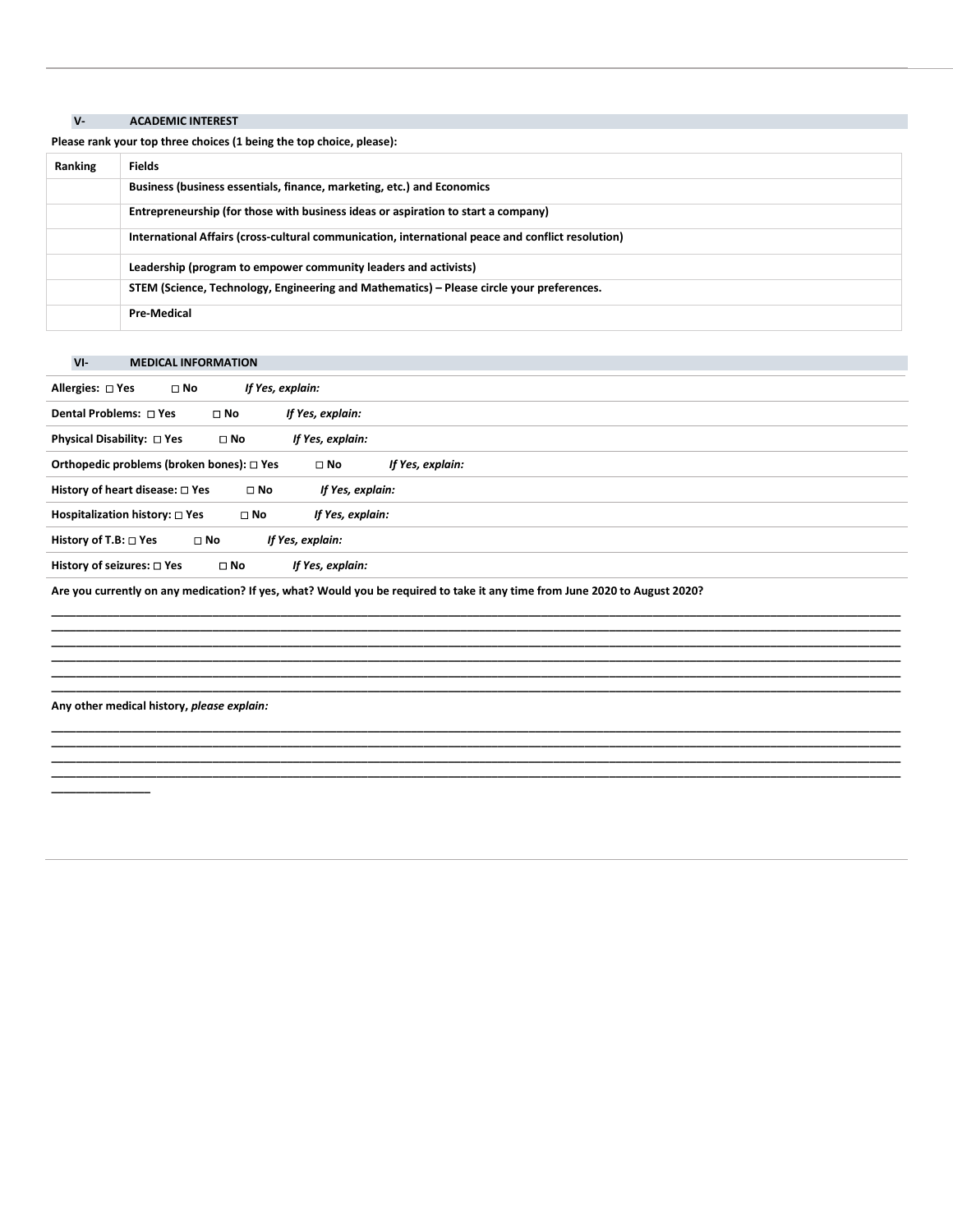## V- ACADEMIC INTEREST

**Please rank your top three choices (1 being the top choice, please):**

| Ranking | Fields |
|---|---|
| | Business (business essentials, finance, marketing, etc.) and Economics |
| | Entrepreneurship (for those with business ideas or aspiration to start a company) |
| | International Affairs (cross-cultural communication, international peace and conflict resolution) |
| | Leadership (program to empower community leaders and activists) |
| | STEM (Science, Technology, Engineering and Mathematics) – Please circle your preferences. |
| | Pre-Medical |

## VI- MEDICAL INFORMATION

**Allergies:** □ Yes □ No *If Yes, explain:*

**Dental Problems:** □ Yes □ No *If Yes, explain:*

**Physical Disability:** □ Yes □ No *If Yes, explain:*

**Orthopedic problems (broken bones):** □ Yes □ No *If Yes, explain:*

**History of heart disease:** □ Yes □ No *If Yes, explain:*

**Hospitalization history:** □ Yes □ No *If Yes, explain:*

**History of T.B:** □ Yes □ No *If Yes, explain:*

**History of seizures:** □ Yes □ No *If Yes, explain:*

**Are you currently on any medication? If yes, what? Would you be required to take it any time from June 2020 to August 2020?**

______________________________________________________________________________________________________
______________________________________________________________________________________________________
______________________________________________________________________________________________________
______________________________________________________________________________________________________
______________________________________________________________________________________________________
______________________________________________________________________________________________________

**Any other medical history,** ***please explain:***

______________________________________________________________________________________________________
______________________________________________________________________________________________________
______________________________________________________________________________________________________
______________________________________________________________________________________________________
________________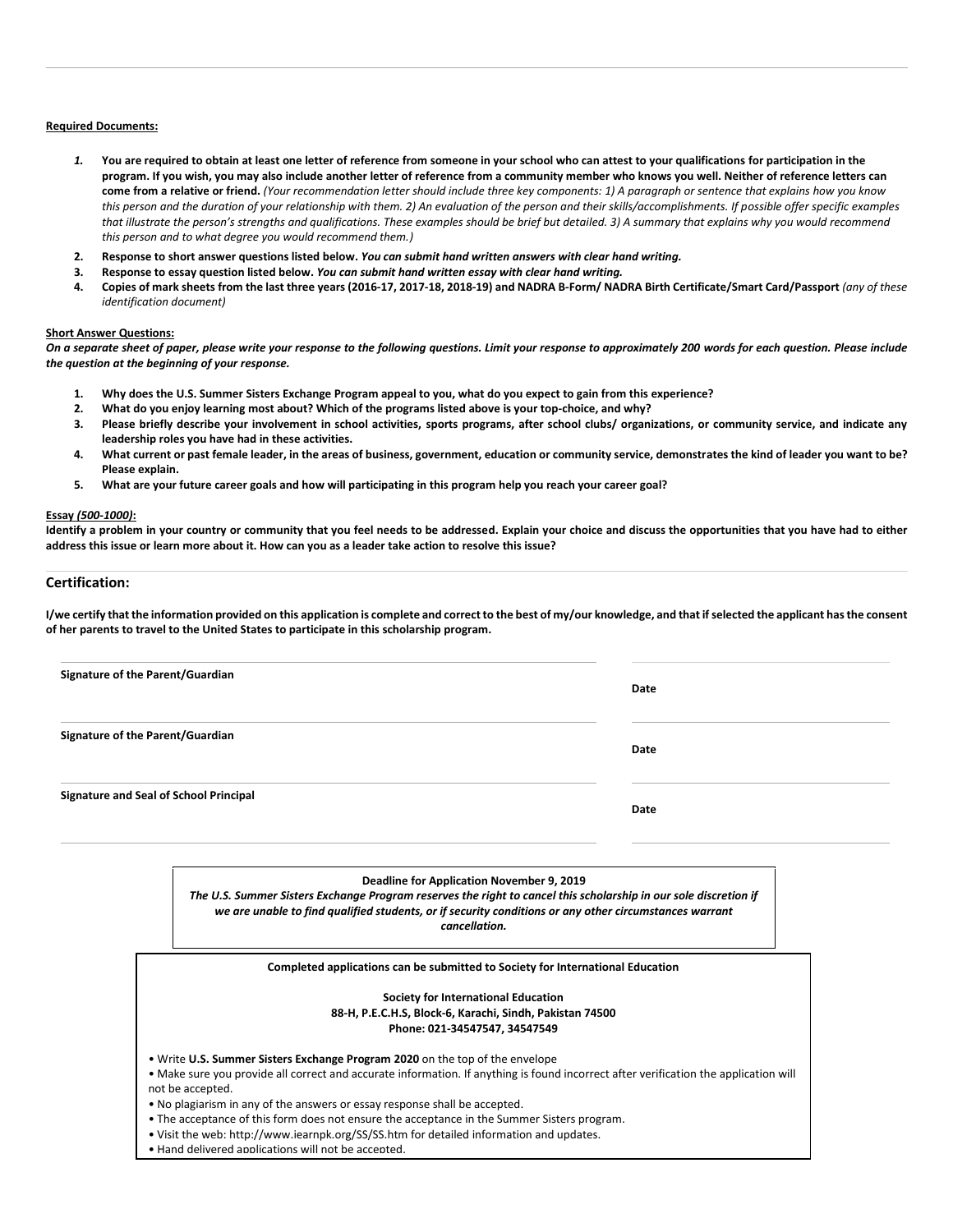**Required Documents:**

1. **You are required to obtain at least one letter of reference from someone in your school who can attest to your qualifications for participation in the program. If you wish, you may also include another letter of reference from a community member who knows you well. Neither of reference letters can come from a relative or friend.** *(Your recommendation letter should include three key components: 1) A paragraph or sentence that explains how you know this person and the duration of your relationship with them. 2) An evaluation of the person and their skills/accomplishments. If possible offer specific examples that illustrate the person's strengths and qualifications. These examples should be brief but detailed. 3) A summary that explains why you would recommend this person and to what degree you would recommend them.)*
2. **Response to short answer questions listed below.** ***You can submit hand written answers with clear hand writing.***
3. **Response to essay question listed below.** ***You can submit hand written essay with clear hand writing.***
4. **Copies of mark sheets from the last three years (2016-17, 2017-18, 2018-19) and NADRA B-Form/ NADRA Birth Certificate/Smart Card/Passport** *(any of these identification document)*

**Short Answer Questions:**

***On a separate sheet of paper, please write your response to the following questions. Limit your response to approximately 200 words for each question. Please include the question at the beginning of your response.***

1. **Why does the U.S. Summer Sisters Exchange Program appeal to you, what do you expect to gain from this experience?**
2. **What do you enjoy learning most about? Which of the programs listed above is your top-choice, and why?**
3. **Please briefly describe your involvement in school activities, sports programs, after school clubs/ organizations, or community service, and indicate any leadership roles you have had in these activities.**
4. **What current or past female leader, in the areas of business, government, education or community service, demonstrates the kind of leader you want to be? Please explain.**
5. **What are your future career goals and how will participating in this program help you reach your career goal?**

**Essay *(500-1000)*:**

**Identify a problem in your country or community that you feel needs to be addressed. Explain your choice and discuss the opportunities that you have had to either address this issue or learn more about it. How can you as a leader take action to resolve this issue?**

## Certification:

**I/we certify that the information provided on this application is complete and correct to the best of my/our knowledge, and that if selected the applicant has the consent of her parents to travel to the United States to participate in this scholarship program.**

**Signature of the Parent/Guardian** **Date**

**Signature of the Parent/Guardian** **Date**

**Signature and Seal of School Principal** **Date**

**Deadline for Application November 9, 2019**

***The U.S. Summer Sisters Exchange Program reserves the right to cancel this scholarship in our sole discretion if we are unable to find qualified students, or if security conditions or any other circumstances warrant cancellation.***

**Completed applications can be submitted to Society for International Education**

**Society for International Education**
**88-H, P.E.C.H.S, Block-6, Karachi, Sindh, Pakistan 74500**
**Phone: 021-34547547, 34547549**

- Write **U.S. Summer Sisters Exchange Program 2020** on the top of the envelope
- Make sure you provide all correct and accurate information. If anything is found incorrect after verification the application will not be accepted.
- No plagiarism in any of the answers or essay response shall be accepted.
- The acceptance of this form does not ensure the acceptance in the Summer Sisters program.
- Visit the web: http://www.iearnpk.org/SS/SS.htm for detailed information and updates.
- Hand delivered applications will not be accepted.